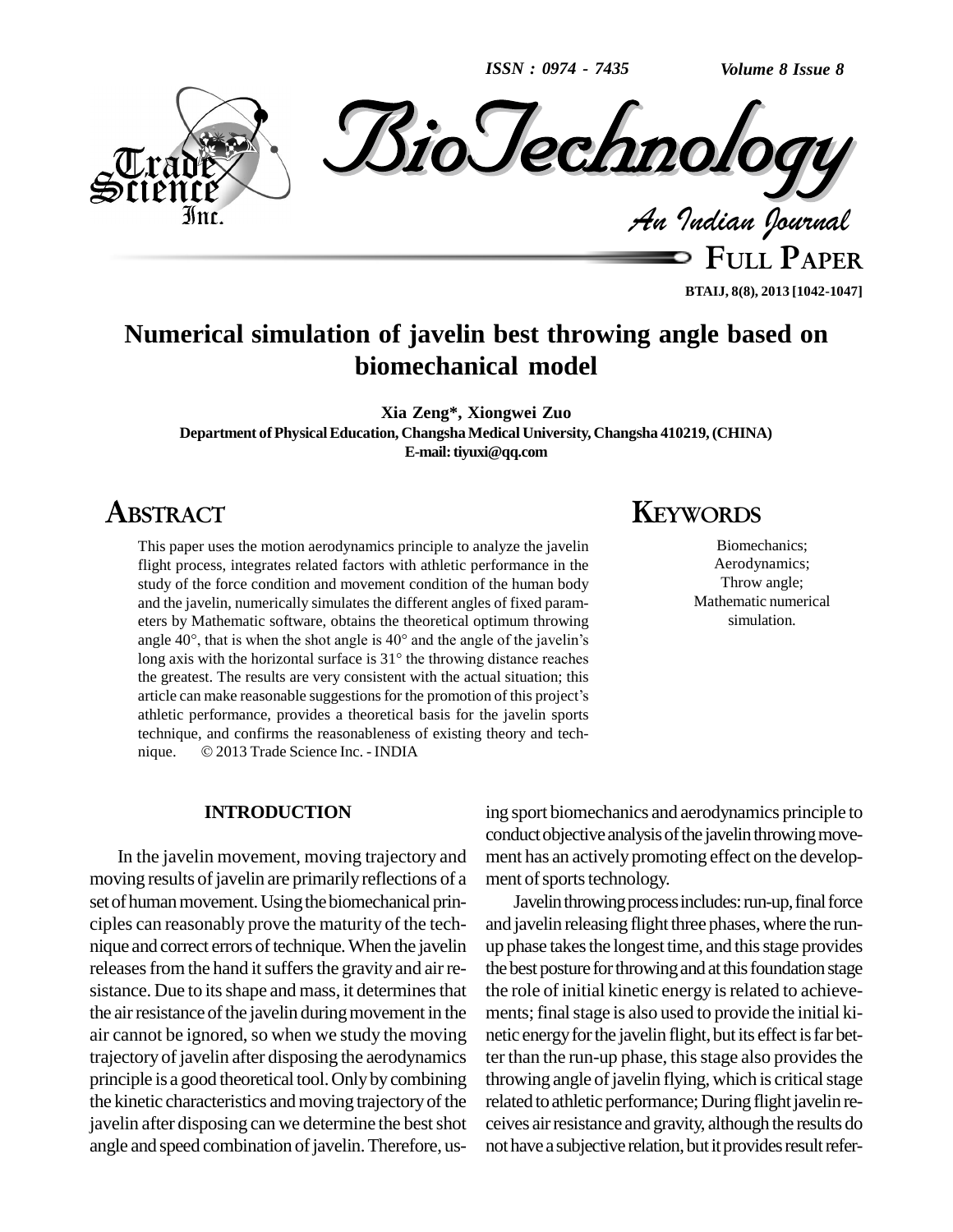# Numerical simulation of javelin best throwing angle based on biomechanical model

**Xia Zeng\*, Xiongwei Zuo**

**Department of Physical Education, Changsha Medical University, Changsha 410219, (CHINA)**

**E-mail: tiyuxi@qq.com**

## ABSTRACT

This paper uses the motion aerodynamics principle to analyze the javelin flight process, integrates related factors with athletic performance in the study of the force condition and movement condition of the human body and the javelin, numerically simulates the different angles of fixed parameters by Mathematic software, obtains the theoretical optimum throwing angle 40°, that is when the shot angle is 40° and the angle of the javelin's long axis with the horizontal surface is 31° the throwing distance reaches the greatest. The results are very consistent with the actual situation; this article can make reasonable suggestions for the promotion of this project's athletic performance, provides a theoretical basis for the javelin sports technique, and confirms the reasonableness of existing theory and technique. © 2013 Trade Science Inc. - INDIA

## KEYWORDS

Biomechanics;
Aerodynamics;
Throw angle;
Mathematic numerical simulation.

## INTRODUCTION

In the javelin movement, moving trajectory and moving results of javelin are primarily reflections of a set of human movement. Using the biomechanical principles can reasonably prove the maturity of the technique and correct errors of technique. When the javelin releases from the hand it suffers the gravity and air resistance. Due to its shape and mass, it determines that the air resistance of the javelin during movement in the air cannot be ignored, so when we study the moving trajectory of javelin after disposing the aerodynamics principle is a good theoretical tool. Only by combining the kinetic characteristics and moving trajectory of the javelin after disposing can we determine the best shot angle and speed combination of javelin. Therefore, using sport biomechanics and aerodynamics principle to conduct objective analysis of the javelin throwing movement has an actively promoting effect on the development of sports technology.

Javelin throwing process includes: run-up, final force and javelin releasing flight three phases, where the run-up phase takes the longest time, and this stage provides the best posture for throwing and at this foundation stage the role of initial kinetic energy is related to achievements; final stage is also used to provide the initial kinetic energy for the javelin flight, but its effect is far better than the run-up phase, this stage also provides the throwing angle of javelin flying, which is critical stage related to athletic performance; During flight javelin receives air resistance and gravity, although the results do not have a subjective relation, but it provides result refer-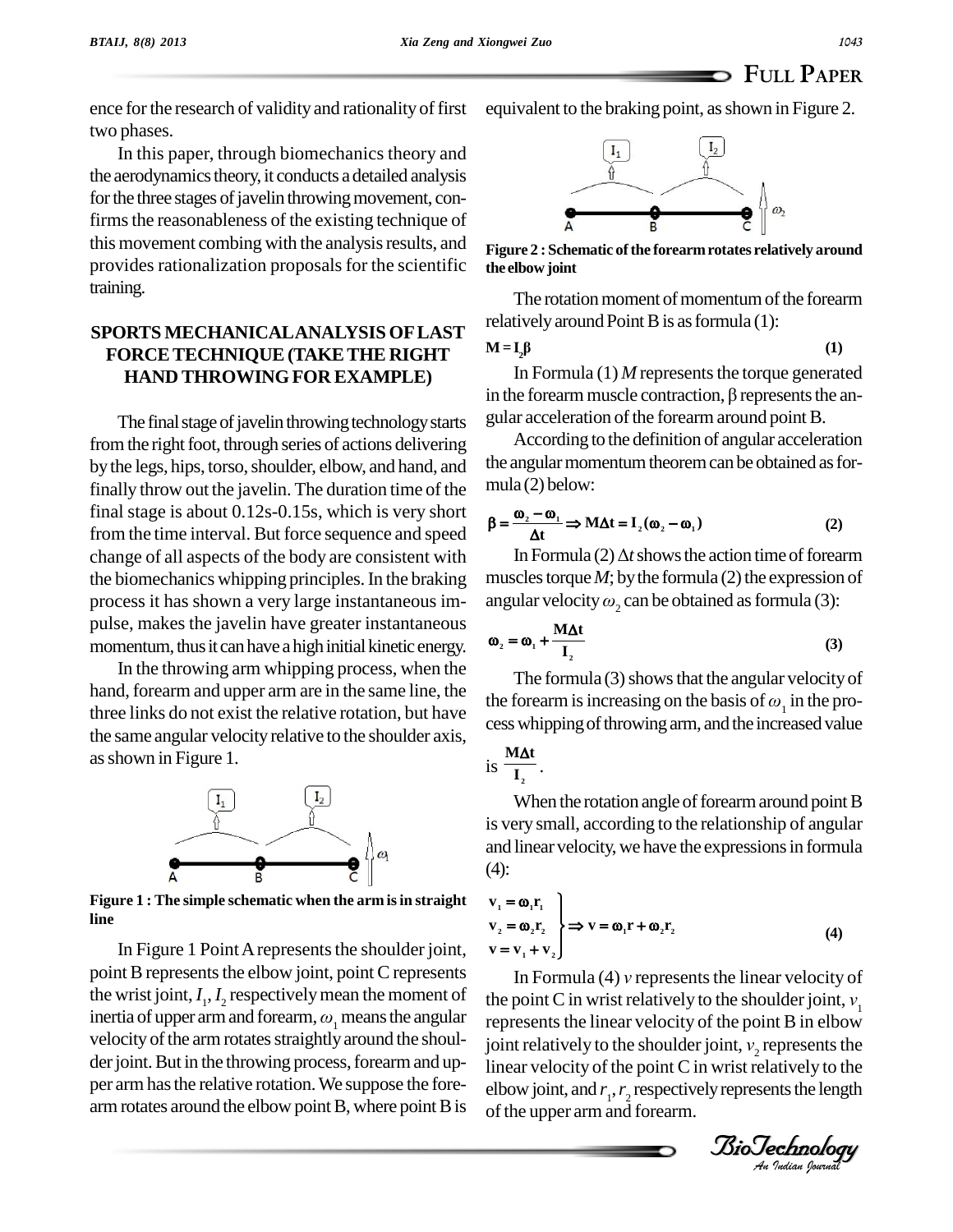ence for the research of validity and rationality of first two phases.

In this paper, through biomechanics theory and the aerodynamics theory, it conducts a detailed analysis for the three stages of javelin throwing movement, confirms the reasonableness of the existing technique of this movement combing with the analysis results, and provides rationalization proposals for the scientific training.

## SPORTS MECHANICAL ANALYSIS OF LAST FORCE TECHNIQUE (TAKE THE RIGHT HAND THROWING FOR EXAMPLE)

The final stage of javelin throwing technology starts from the right foot, through series of actions delivering by the legs, hips, torso, shoulder, elbow, and hand, and finally throw out the javelin. The duration time of the final stage is about 0.12s-0.15s, which is very short from the time interval. But force sequence and speed change of all aspects of the body are consistent with the biomechanics whipping principles. In the braking process it has shown a very large instantaneous impulse, makes the javelin have greater instantaneous momentum, thus it can have a high initial kinetic energy.

In the throwing arm whipping process, when the hand, forearm and upper arm are in the same line, the three links do not exist the relative rotation, but have the same angular velocity relative to the shoulder axis, as shown in Figure 1.

**Figure 1 : The simple schematic when the arm is in straight line**

In Figure 1 Point A represents the shoulder joint, point B represents the elbow joint, point C represents the wrist joint, $I_1$, $I_2$ respectively mean the moment of inertia of upper arm and forearm, $\omega_1$ means the angular velocity of the arm rotates straightly around the shoulder joint. But in the throwing process, forearm and upper arm has the relative rotation. We suppose the forearm rotates around the elbow point B, where point B is equivalent to the braking point, as shown in Figure 2.

**Figure 2 : Schematic of the forearm rotates relatively around the elbow joint**

The rotation moment of momentum of the forearm relatively around Point B is as formula (1):

$$M = I_2\beta \tag{1}$$

In Formula (1) $M$ represents the torque generated in the forearm muscle contraction, β represents the angular acceleration of the forearm around point B.

According to the definition of angular acceleration the angular momentum theorem can be obtained as formula (2) below:

$$\beta = \frac{\omega_2 - \omega_1}{\Delta t} \Rightarrow M\Delta t = I_2(\omega_2 - \omega_1) \tag{2}$$

In Formula (2) $\Delta t$ shows the action time of forearm muscles torque $M$; by the formula (2) the expression of angular velocity $\omega_2$ can be obtained as formula (3):

$$\omega_2 = \omega_1 + \frac{M\Delta t}{I_2} \tag{3}$$

The formula (3) shows that the angular velocity of the forearm is increasing on the basis of $\omega_1$ in the process whipping of throwing arm, and the increased value is $\frac{M\Delta t}{I_2}$.

When the rotation angle of forearm around point B is very small, according to the relationship of angular and linear velocity, we have the expressions in formula (4):

$$\left.\begin{aligned} v_1 &= \omega_1 r_1 \\ v_2 &= \omega_2 r_2 \\ v &= v_1 + v_2 \end{aligned}\right\} \Rightarrow v = \omega_1 r + \omega_2 r_2 \tag{4}$$

In Formula (4) $v$ represents the linear velocity of the point C in wrist relatively to the shoulder joint, $v_1$ represents the linear velocity of the point B in elbow joint relatively to the shoulder joint, $v_2$ represents the linear velocity of the point C in wrist relatively to the elbow joint, and $r_1$, $r_2$ respectively represents the length of the upper arm and forearm.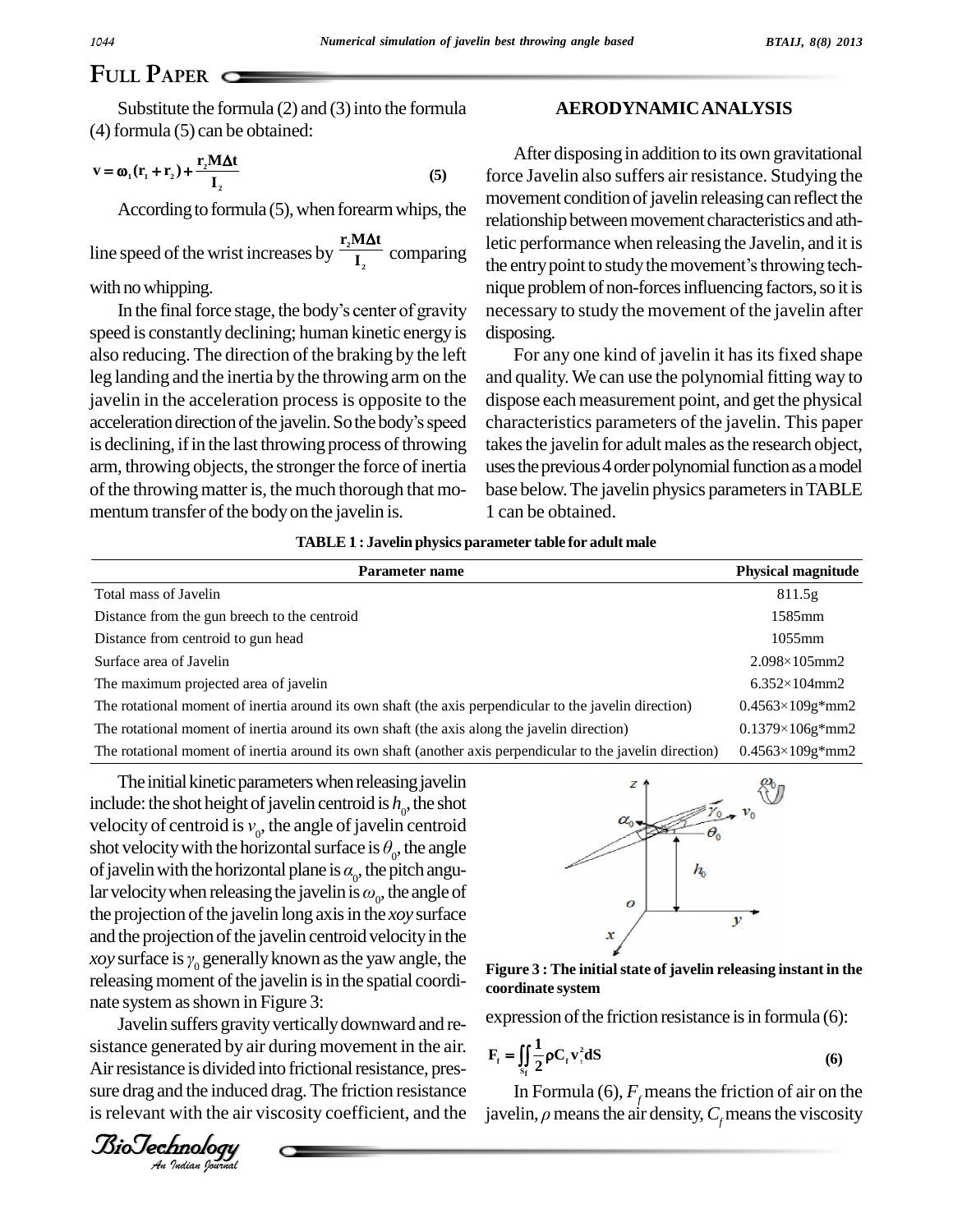Substitute the formula (2) and (3) into the formula (4) formula (5) can be obtained:

$$\mathbf{v} = \boldsymbol{\omega}_1(\mathbf{r}_1 + \mathbf{r}_2) + \frac{\mathbf{r}_2 \mathbf{M} \Delta \mathbf{t}}{\mathbf{I}_2} \quad (5)$$

According to formula (5), when forearm whips, the line speed of the wrist increases by $\frac{r_2 M \Delta t}{I_2}$ comparing with no whipping.

In the final force stage, the body's center of gravity speed is constantly declining; human kinetic energy is also reducing. The direction of the braking by the left leg landing and the inertia by the throwing arm on the javelin in the acceleration process is opposite to the acceleration direction of the javelin. So the body's speed is declining, if in the last throwing process of throwing arm, throwing objects, the stronger the force of inertia of the throwing matter is, the much thorough that momentum transfer of the body on the javelin is.

## AERODYNAMIC ANALYSIS

After disposing in addition to its own gravitational force Javelin also suffers air resistance. Studying the movement condition of javelin releasing can reflect the relationship between movement characteristics and athletic performance when releasing the Javelin, and it is the entry point to study the movement's throwing technique problem of non-forces influencing factors, so it is necessary to study the movement of the javelin after disposing.

For any one kind of javelin it has its fixed shape and quality. We can use the polynomial fitting way to dispose each measurement point, and get the physical characteristics parameters of the javelin. This paper takes the javelin for adult males as the research object, uses the previous 4 order polynomial function as a model base below. The javelin physics parameters in TABLE 1 can be obtained.

**TABLE 1 : Javelin physics parameter table for adult male**

| Parameter name | Physical magnitude |
|---|---|
| Total mass of Javelin | 811.5g |
| Distance from the gun breech to the centroid | 1585mm |
| Distance from centroid to gun head | 1055mm |
| Surface area of Javelin | 2.098×105mm2 |
| The maximum projected area of javelin | 6.352×104mm2 |
| The rotational moment of inertia around its own shaft (the axis perpendicular to the javelin direction) | 0.4563×109g*mm2 |
| The rotational moment of inertia around its own shaft (the axis along the javelin direction) | 0.1379×106g*mm2 |
| The rotational moment of inertia around its own shaft (another axis perpendicular to the javelin direction) | 0.4563×109g*mm2 |

The initial kinetic parameters when releasing javelin include: the shot height of javelin centroid is $h_0$, the shot velocity of centroid is $v_0$, the angle of javelin centroid shot velocity with the horizontal surface is $\theta_0$, the angle of javelin with the horizontal plane is $\alpha_0$, the pitch angular velocity when releasing the javelin is $\omega_0$, the angle of the projection of the javelin long axis in the *xoy* surface and the projection of the javelin centroid velocity in the *xoy* surface is $\gamma_0$ generally known as the yaw angle, the releasing moment of the javelin is in the spatial coordinate system as shown in Figure 3:

**Figure 3 : The initial state of javelin releasing instant in the coordinate system**

Javelin suffers gravity vertically downward and resistance generated by air during movement in the air. Air resistance is divided into frictional resistance, pressure drag and the induced drag. The friction resistance is relevant with the air viscosity coefficient, and the expression of the friction resistance is in formula (6):

$$\mathbf{F}_f = \iint_{S_f} \frac{1}{2} \rho \mathbf{C}_f \mathbf{v}_\tau^2 \mathbf{dS} \quad (6)$$

In Formula (6), $F_f$ means the friction of air on the javelin, $\rho$ means the air density, $C_f$ means the viscosity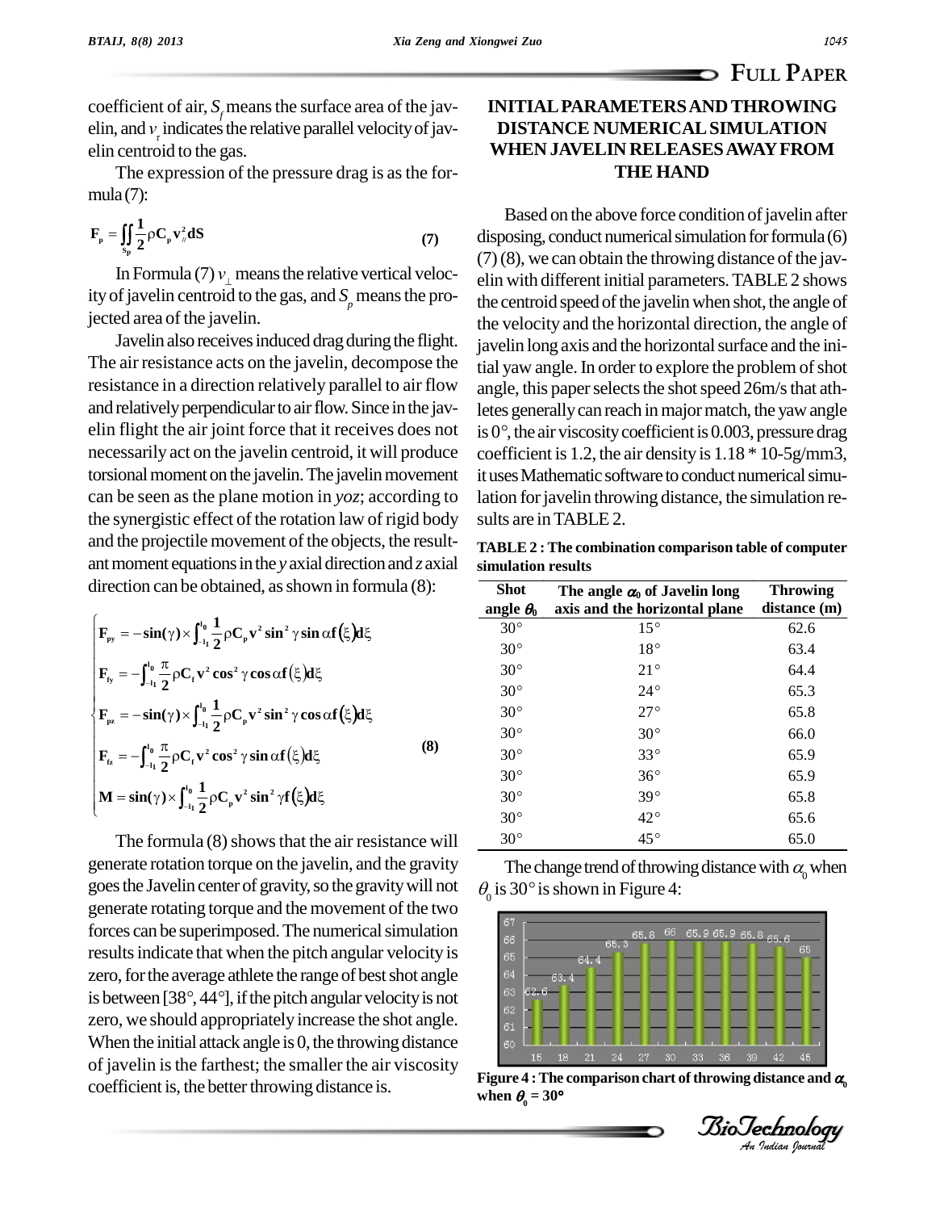coefficient of air, $S_f$ means the surface area of the javelin, and $v_\tau$ indicates the relative parallel velocity of javelin centroid to the gas.

The expression of the pressure drag is as the formula (7):

$$\mathbf{F_p} = \iint_{S_p} \frac{1}{2}\rho \mathbf{C_p} \mathbf{v}_{//}^2 \mathbf{dS} \tag{7}$$

In Formula (7) $v_\perp$ means the relative vertical velocity of javelin centroid to the gas, and $S_p$ means the projected area of the javelin.

Javelin also receives induced drag during the flight. The air resistance acts on the javelin, decompose the resistance in a direction relatively parallel to air flow and relatively perpendicular to air flow. Since in the javelin flight the air joint force that it receives does not necessarily act on the javelin centroid, it will produce torsional moment on the javelin. The javelin movement can be seen as the plane motion in *yoz*; according to the synergistic effect of the rotation law of rigid body and the projectile movement of the objects, the resultant moment equations in the *y* axial direction and *z* axial direction can be obtained, as shown in formula (8):

$$\begin{cases} \mathbf{F_{py}} = -\sin(\gamma) \times \int_{-l_1}^{l_0} \frac{1}{2}\rho \mathbf{C_p} \mathbf{v}^2 \sin^2\gamma \sin\alpha \mathbf{f}(\xi) \mathbf{d}\xi \\ \mathbf{F_{fy}} = -\int_{-l_1}^{l_0} \frac{\pi}{2}\rho \mathbf{C_f} \mathbf{v}^2 \cos^2\gamma \cos\alpha \mathbf{f}(\xi) \mathbf{d}\xi \\ \mathbf{F_{pz}} = -\sin(\gamma) \times \int_{-l_1}^{l_0} \frac{1}{2}\rho \mathbf{C_p} \mathbf{v}^2 \sin^2\gamma \cos\alpha \mathbf{f}(\xi) \mathbf{d}\xi \\ \mathbf{F_{fz}} = -\int_{-l_1}^{l_0} \frac{\pi}{2}\rho \mathbf{C_f} \mathbf{v}^2 \cos^2\gamma \sin\alpha \mathbf{f}(\xi) \mathbf{d}\xi \\ \mathbf{M} = \sin(\gamma) \times \int_{-l_1}^{l_0} \frac{1}{2}\rho \mathbf{C_p} \mathbf{v}^2 \sin^2\gamma \mathbf{f}(\xi) \mathbf{d}\xi \end{cases} \tag{8}$$

The formula (8) shows that the air resistance will generate rotation torque on the javelin, and the gravity goes the Javelin center of gravity, so the gravity will not generate rotating torque and the movement of the two forces can be superimposed. The numerical simulation results indicate that when the pitch angular velocity is zero, for the average athlete the range of best shot angle is between [38°, 44°], if the pitch angular velocity is not zero, we should appropriately increase the shot angle. When the initial attack angle is 0, the throwing distance of javelin is the farthest; the smaller the air viscosity coefficient is, the better throwing distance is.

## INITIAL PARAMETERS AND THROWING DISTANCE NUMERICAL SIMULATION WHEN JAVELIN RELEASES AWAY FROM THE HAND

Based on the above force condition of javelin after disposing, conduct numerical simulation for formula (6) (7) (8), we can obtain the throwing distance of the javelin with different initial parameters. TABLE 2 shows the centroid speed of the javelin when shot, the angle of the velocity and the horizontal direction, the angle of javelin long axis and the horizontal surface and the initial yaw angle. In order to explore the problem of shot angle, this paper selects the shot speed 26m/s that athletes generally can reach in major match, the yaw angle is 0°, the air viscosity coefficient is 0.003, pressure drag coefficient is 1.2, the air density is 1.18 * 10-5g/mm3, it uses Mathematic software to conduct numerical simulation for javelin throwing distance, the simulation results are in TABLE 2.

**TABLE 2 : The combination comparison table of computer simulation results**

| Shot angle $\theta_0$ | The angle $\alpha_0$ of Javelin long axis and the horizontal plane | Throwing distance (m) |
|---|---|---|
| 30° | 15° | 62.6 |
| 30° | 18° | 63.4 |
| 30° | 21° | 64.4 |
| 30° | 24° | 65.3 |
| 30° | 27° | 65.8 |
| 30° | 30° | 66.0 |
| 30° | 33° | 65.9 |
| 30° | 36° | 65.9 |
| 30° | 39° | 65.8 |
| 30° | 42° | 65.6 |
| 30° | 45° | 65.0 |

The change trend of throwing distance with $\alpha_0$ when $\theta_0$ is 30° is shown in Figure 4:

**Figure 4 : The comparison chart of throwing distance and $\alpha_0$ when $\theta_0$ = 30°**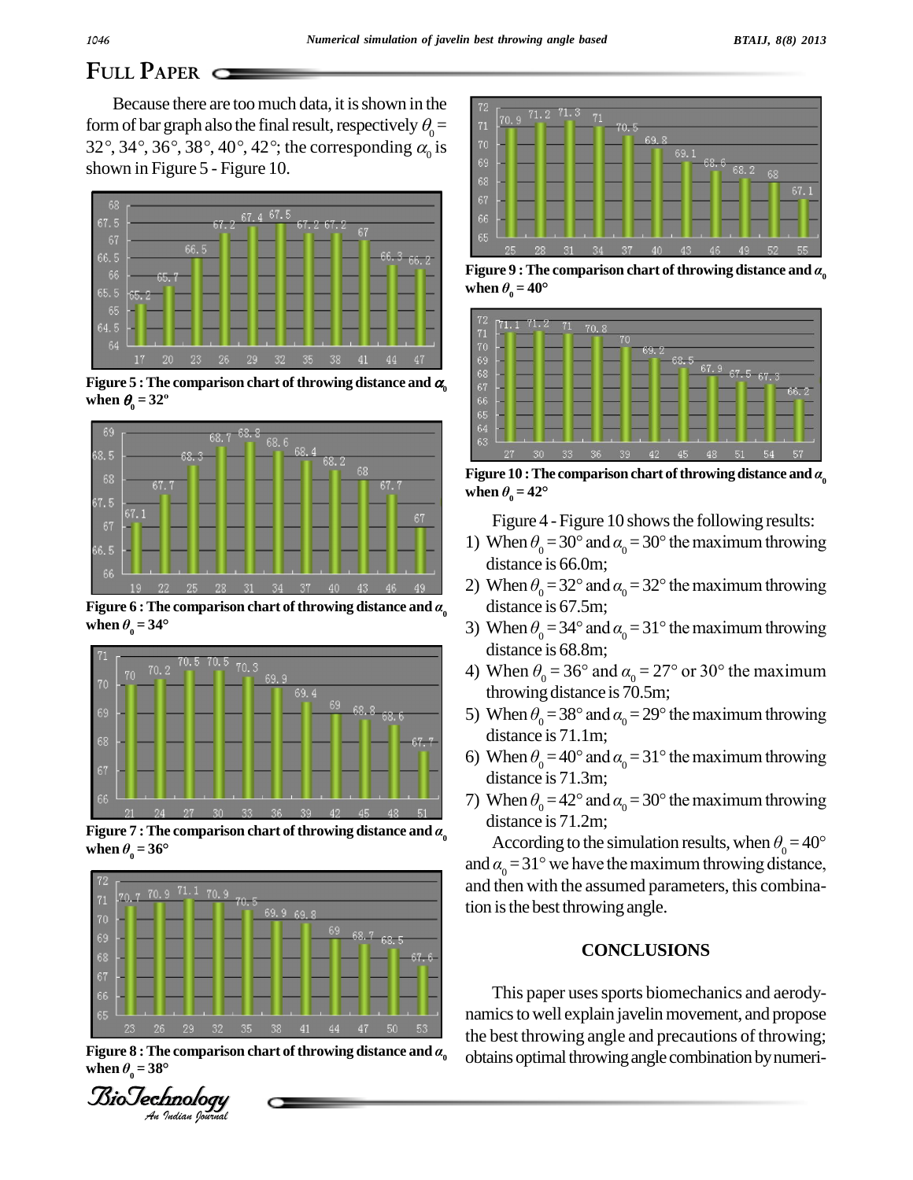Because there are too much data, it is shown in the form of bar graph also the final result, respectively $\theta_0$ = 32°, 34°, 36°, 38°, 40°, 42°; the corresponding $\alpha_0$ is shown in Figure 5 - Figure 10.

| $\alpha_0$ | 17 | 20 | 23 | 26 | 29 | 32 | 35 | 38 | 41 | 44 | 47 |
|---|---|---|---|---|---|---|---|---|---|---|---|
| Distance | 65.2 | 65.7 | 66.5 | 67.2 | 67.4 | 67.5 | 67.2 | 67.2 | 67 | 66.3 | 66.2 |

**Figure 5 : The comparison chart of throwing distance and $\alpha_0$ when $\theta_0$ = 32°**

| $\alpha_0$ | 19 | 22 | 25 | 28 | 31 | 34 | 37 | 40 | 43 | 46 | 49 |
|---|---|---|---|---|---|---|---|---|---|---|---|
| Distance | 67.1 | 67.7 | 68.3 | 68.7 | 68.8 | 68.6 | 68.4 | 68.2 | 68 | 67.7 | 67 |

**Figure 6 : The comparison chart of throwing distance and $\alpha_0$ when $\theta_0$ = 34°**

| $\alpha_0$ | 21 | 24 | 27 | 30 | 33 | 36 | 39 | 42 | 45 | 48 | 51 |
|---|---|---|---|---|---|---|---|---|---|---|---|
| Distance | 70 | 70.2 | 70.5 | 70.5 | 70.3 | 69.9 | 69.4 | 69 | 68.8 | 68.6 | 67.7 |

**Figure 7 : The comparison chart of throwing distance and $\alpha_0$ when $\theta_0$ = 36°**

| $\alpha_0$ | 23 | 26 | 29 | 32 | 35 | 38 | 41 | 44 | 47 | 50 | 53 |
|---|---|---|---|---|---|---|---|---|---|---|---|
| Distance | 70.7 | 70.9 | 71.1 | 70.9 | 70.5 | 69.9 | 69.8 | 69 | 68.7 | 68.5 | 67.6 |

**Figure 8 : The comparison chart of throwing distance and $\alpha_0$ when $\theta_0$ = 38°**

| $\alpha_0$ | 25 | 28 | 31 | 34 | 37 | 40 | 43 | 46 | 49 | 52 | 55 |
|---|---|---|---|---|---|---|---|---|---|---|---|
| Distance | 70.9 | 71.2 | 71.3 | 71 | 70.5 | 69.8 | 69.1 | 68.6 | 68.2 | 68 | 67.1 |

**Figure 9 : The comparison chart of throwing distance and $\alpha_0$ when $\theta_0$ = 40°**

| $\alpha_0$ | 27 | 30 | 33 | 36 | 39 | 42 | 45 | 48 | 51 | 54 | 57 |
|---|---|---|---|---|---|---|---|---|---|---|---|
| Distance | 71.1 | 71.2 | 71 | 70.8 | 70 | 69.2 | 68.5 | 67.9 | 67.5 | 67.3 | 66.2 |

**Figure 10 : The comparison chart of throwing distance and $\alpha_0$ when $\theta_0$ = 42°**

Figure 4 - Figure 10 shows the following results:

1) When $\theta_0$ = 30° and $\alpha_0$ = 30° the maximum throwing distance is 66.0m;
2) When $\theta_0$ = 32° and $\alpha_0$ = 32° the maximum throwing distance is 67.5m;
3) When $\theta_0$ = 34° and $\alpha_0$ = 31° the maximum throwing distance is 68.8m;
4) When $\theta_0$ = 36° and $\alpha_0$ = 27° or 30° the maximum throwing distance is 70.5m;
5) When $\theta_0$ = 38° and $\alpha_0$ = 29° the maximum throwing distance is 71.1m;
6) When $\theta_0$ = 40° and $\alpha_0$ = 31° the maximum throwing distance is 71.3m;
7) When $\theta_0$ = 42° and $\alpha_0$ = 30° the maximum throwing distance is 71.2m;

According to the simulation results, when $\theta_0$ = 40° and $\alpha_0$ = 31° we have the maximum throwing distance, and then with the assumed parameters, this combination is the best throwing angle.

## CONCLUSIONS

This paper uses sports biomechanics and aerodynamics to well explain javelin movement, and propose the best throwing angle and precautions of throwing; obtains optimal throwing angle combination by numeri-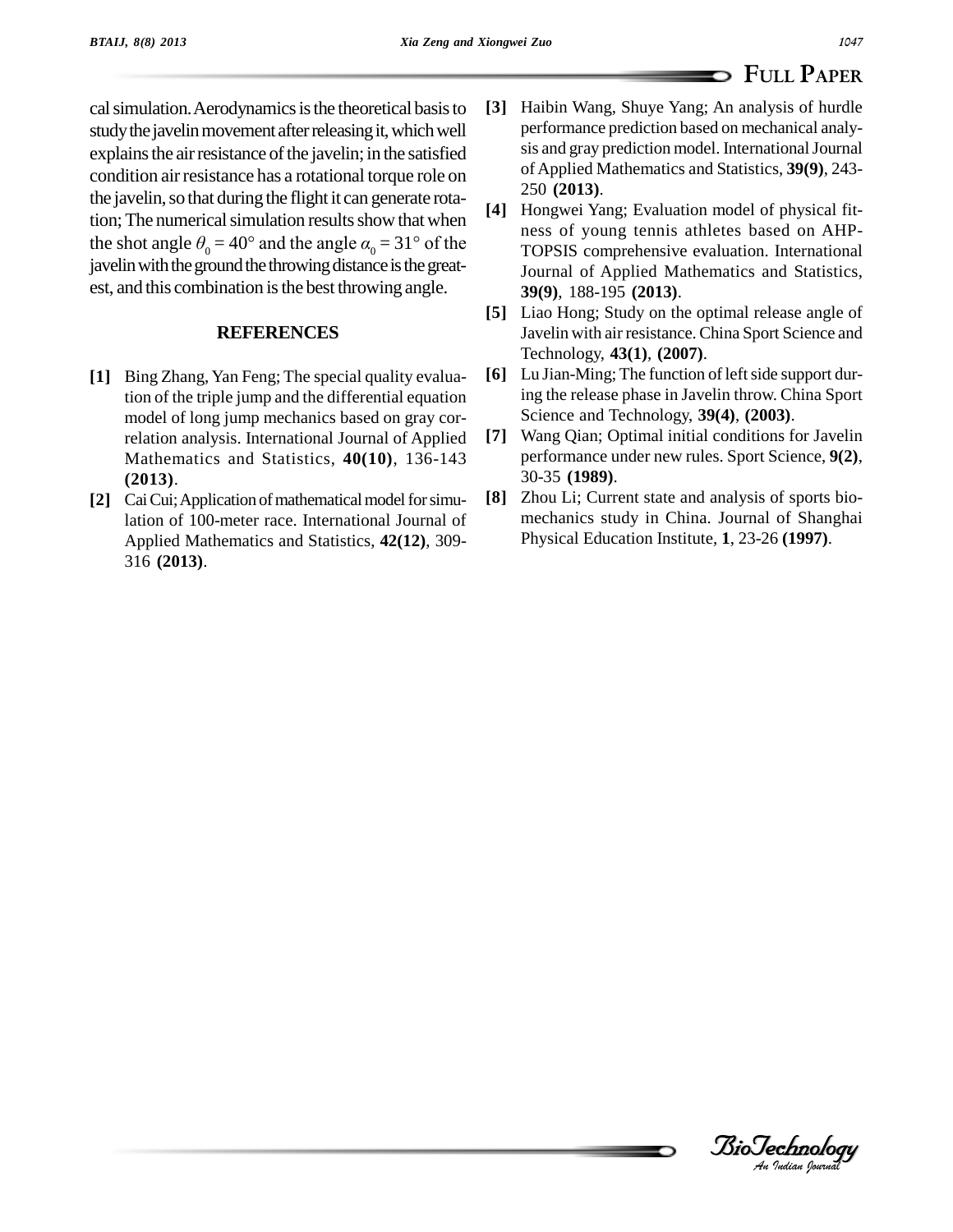cal simulation. Aerodynamics is the theoretical basis to study the javelin movement after releasing it, which well explains the air resistance of the javelin; in the satisfied condition air resistance has a rotational torque role on the javelin, so that during the flight it can generate rotation; The numerical simulation results show that when the shot angle $\theta_0 = 40°$ and the angle $\alpha_0 = 31°$ of the javelin with the ground the throwing distance is the greatest, and this combination is the best throwing angle.

## REFERENCES

**[1]** Bing Zhang, Yan Feng; The special quality evaluation of the triple jump and the differential equation model of long jump mechanics based on gray correlation analysis. International Journal of Applied Mathematics and Statistics, **40(10)**, 136-143 **(2013)**.

**[2]** Cai Cui; Application of mathematical model for simulation of 100-meter race. International Journal of Applied Mathematics and Statistics, **42(12)**, 309-316 **(2013)**.

**[3]** Haibin Wang, Shuye Yang; An analysis of hurdle performance prediction based on mechanical analysis and gray prediction model. International Journal of Applied Mathematics and Statistics, **39(9)**, 243-250 **(2013)**.

**[4]** Hongwei Yang; Evaluation model of physical fitness of young tennis athletes based on AHP-TOPSIS comprehensive evaluation. International Journal of Applied Mathematics and Statistics, **39(9)**, 188-195 **(2013)**.

**[5]** Liao Hong; Study on the optimal release angle of Javelin with air resistance. China Sport Science and Technology, **43(1)**, **(2007)**.

**[6]** Lu Jian-Ming; The function of left side support during the release phase in Javelin throw. China Sport Science and Technology, **39(4)**, **(2003)**.

**[7]** Wang Qian; Optimal initial conditions for Javelin performance under new rules. Sport Science, **9(2)**, 30-35 **(1989)**.

**[8]** Zhou Li; Current state and analysis of sports biomechanics study in China. Journal of Shanghai Physical Education Institute, **1**, 23-26 **(1997)**.